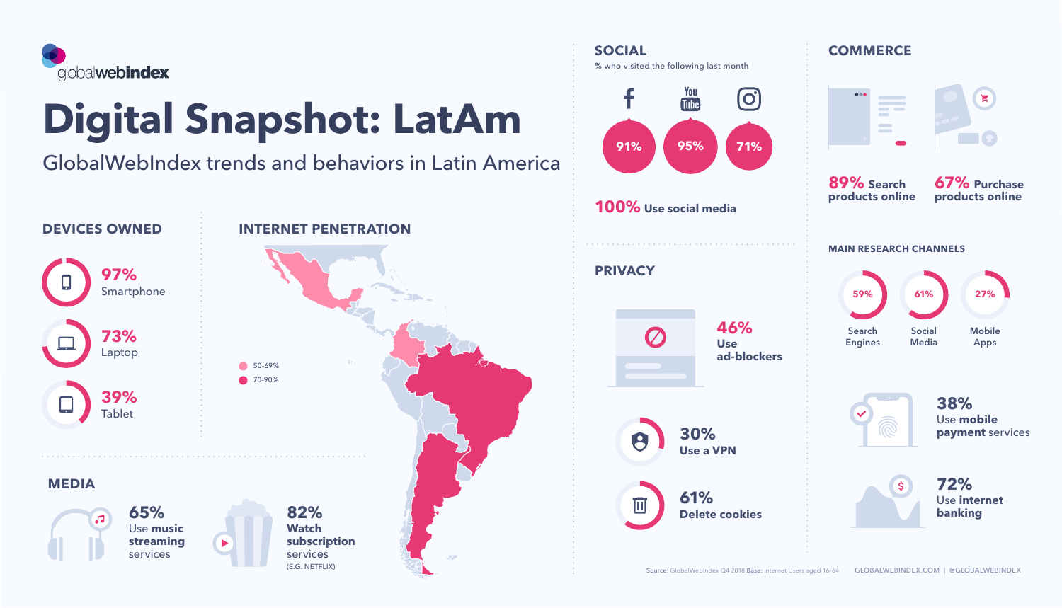globalwebindex

# Digital Snapshot: LatAm

GlobalWebIndex trends and behaviors in Latin America

## DEVICES OWNED

- **97%** Smartphone
- **73%** Laptop
- **39%** Tablet

## INTERNET PENETRATION

- 50-69%
- 70-90%

## MEDIA

- **65%** Use **music streaming** services
- **82%** **Watch subscription** services (E.G. NETFLIX)

## SOCIAL

% who visited the following last month

| Facebook | YouTube | Instagram |
|---|---|---|
| 91% | 95% | 71% |

**100%** Use social media

## PRIVACY

- **46%** Use ad-blockers
- **30%** Use a VPN
- **61%** Delete cookies

## COMMERCE

- **89%** Search products online
- **67%** Purchase products online

### MAIN RESEARCH CHANNELS

| Search Engines | Social Media | Mobile Apps |
|---|---|---|
| 59% | 61% | 27% |

- **38%** Use **mobile payment** services
- **72%** Use **internet banking**

**Source:** GlobalWebIndex Q4 2018 **Base:** Internet Users aged 16-64

GLOBALWEBINDEX.COM | @GLOBALWEBINDEX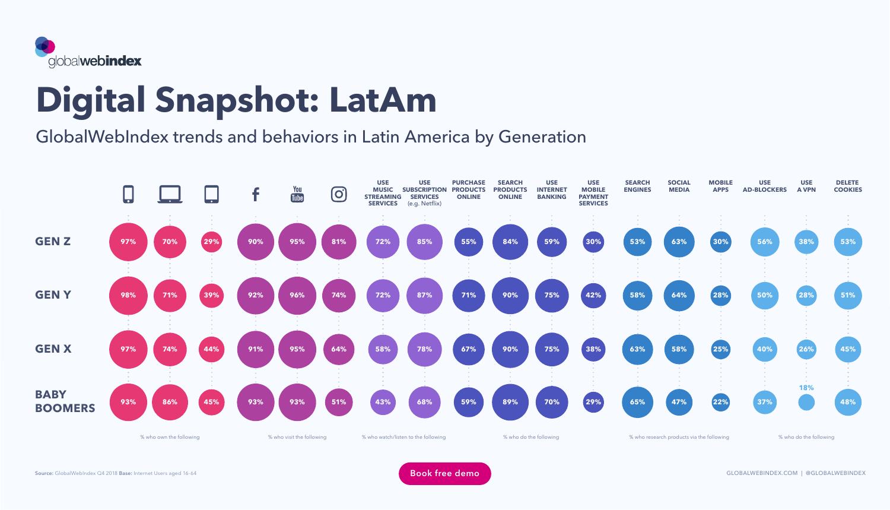globalwebindex

# Digital Snapshot: LatAm

## GlobalWebIndex trends and behaviors in Latin America by Generation

USE MUSIC STREAMING SERVICES
USE SUBSCRIPTION SERVICES (e.g. Netflix)
PURCHASE PRODUCTS ONLINE
SEARCH PRODUCTS ONLINE
USE INTERNET BANKING
USE MOBILE PAYMENT SERVICES
SEARCH ENGINES
SOCIAL MEDIA
MOBILE APPS
USE AD-BLOCKERS
USE A VPN
DELETE COOKIES

GEN Z
97% 70% 29% 90% 95% 81% 72% 85% 55% 84% 59% 30% 53% 63% 30% 56% 38% 53%

GEN Y
98% 71% 39% 92% 96% 74% 72% 87% 71% 90% 75% 42% 58% 64% 28% 50% 28% 51%

GEN X
97% 74% 44% 91% 95% 64% 58% 78% 67% 90% 75% 38% 63% 58% 25% 40% 26% 45%

BABY BOOMERS
93% 86% 45% 93% 93% 51% 43% 68% 59% 89% 70% 29% 65% 47% 22% 37% 18% 48%

% who own the following
% who visit the following
% who watch/listen to the following
% who do the following
% who research products via the following
% who do the following

**Source:** GlobalWebIndex Q4 2018 **Base:** Internet Users aged 16-64

Book free demo

GLOBALWEBINDEX.COM | @GLOBALWEBINDEX